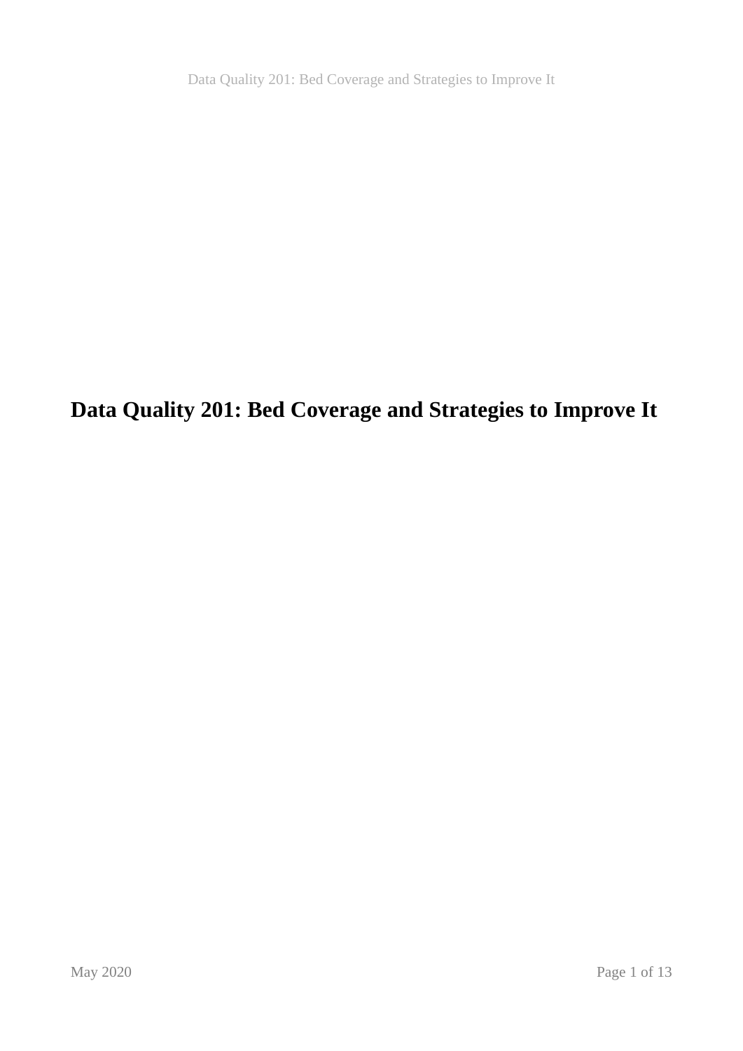# Data Quality 201: Bed Coverage and Strategies to Improve It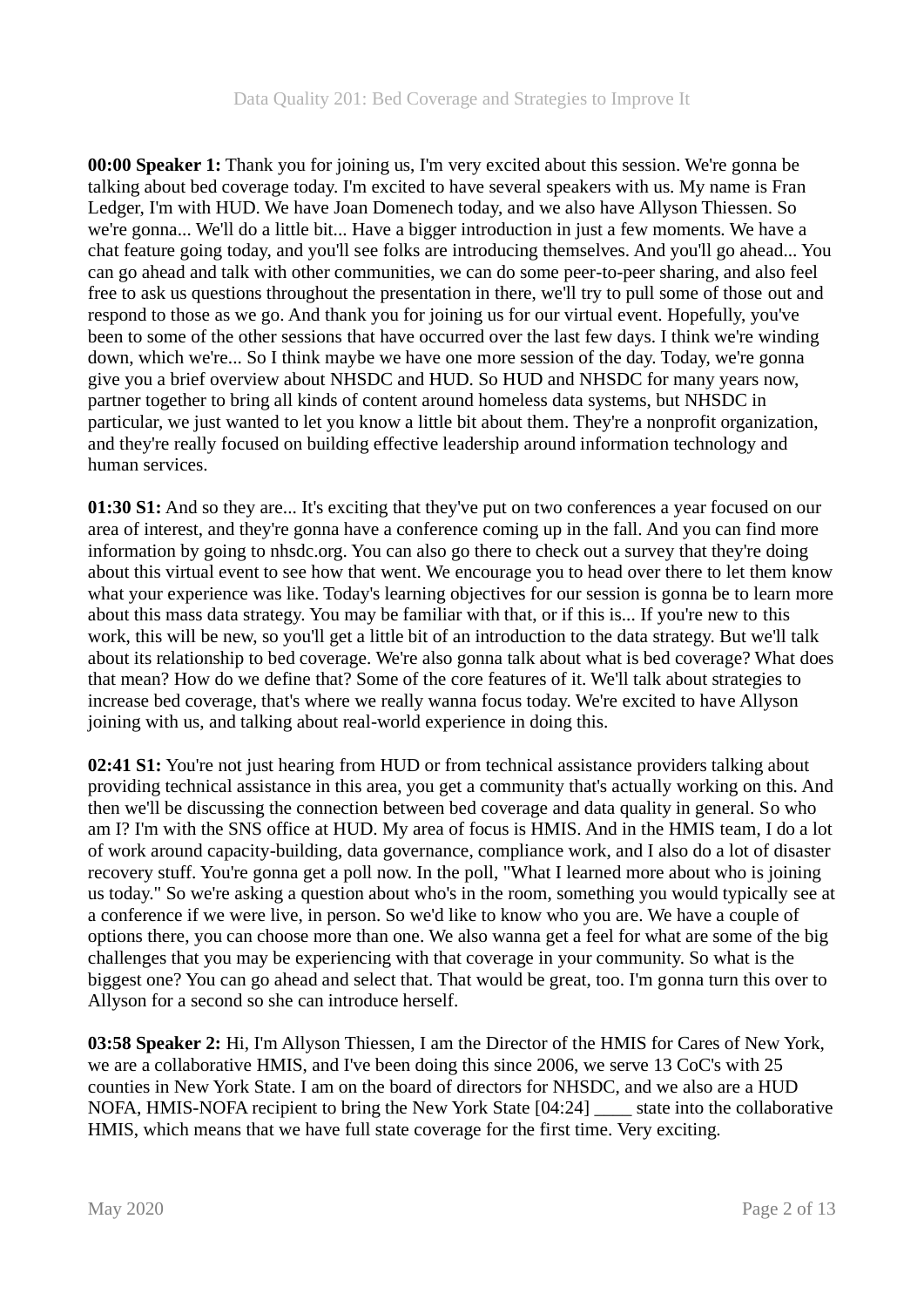**00:00 Speaker 1:** Thank you for joining us, I'm very excited about this session. We're gonna be talking about bed coverage today. I'm excited to have several speakers with us. My name is Fran Ledger, I'm with HUD. We have Joan Domenech today, and we also have Allyson Thiessen. So we're gonna... We'll do a little bit... Have a bigger introduction in just a few moments. We have a chat feature going today, and you'll see folks are introducing themselves. And you'll go ahead... You can go ahead and talk with other communities, we can do some peer-to-peer sharing, and also feel free to ask us questions throughout the presentation in there, we'll try to pull some of those out and respond to those as we go. And thank you for joining us for our virtual event. Hopefully, you've been to some of the other sessions that have occurred over the last few days. I think we're winding down, which we're... So I think maybe we have one more session of the day. Today, we're gonna give you a brief overview about NHSDC and HUD. So HUD and NHSDC for many years now, partner together to bring all kinds of content around homeless data systems, but NHSDC in particular, we just wanted to let you know a little bit about them. They're a nonprofit organization, and they're really focused on building effective leadership around information technology and human services.

**01:30 S1:** And so they are... It's exciting that they've put on two conferences a year focused on our area of interest, and they're gonna have a conference coming up in the fall. And you can find more information by going to nhsdc.org. You can also go there to check out a survey that they're doing about this virtual event to see how that went. We encourage you to head over there to let them know what your experience was like. Today's learning objectives for our session is gonna be to learn more about this mass data strategy. You may be familiar with that, or if this is... If you're new to this work, this will be new, so you'll get a little bit of an introduction to the data strategy. But we'll talk about its relationship to bed coverage. We're also gonna talk about what is bed coverage? What does that mean? How do we define that? Some of the core features of it. We'll talk about strategies to increase bed coverage, that's where we really wanna focus today. We're excited to have Allyson joining with us, and talking about real-world experience in doing this.

**02:41 S1:** You're not just hearing from HUD or from technical assistance providers talking about providing technical assistance in this area, you get a community that's actually working on this. And then we'll be discussing the connection between bed coverage and data quality in general. So who am I? I'm with the SNS office at HUD. My area of focus is HMIS. And in the HMIS team, I do a lot of work around capacity-building, data governance, compliance work, and I also do a lot of disaster recovery stuff. You're gonna get a poll now. In the poll, "What I learned more about who is joining us today." So we're asking a question about who's in the room, something you would typically see at a conference if we were live, in person. So we'd like to know who you are. We have a couple of options there, you can choose more than one. We also wanna get a feel for what are some of the big challenges that you may be experiencing with that coverage in your community. So what is the biggest one? You can go ahead and select that. That would be great, too. I'm gonna turn this over to Allyson for a second so she can introduce herself.

**03:58 Speaker 2:** Hi, I'm Allyson Thiessen, I am the Director of the HMIS for Cares of New York, we are a collaborative HMIS, and I've been doing this since 2006, we serve 13 CoC's with 25 counties in New York State. I am on the board of directors for NHSDC, and we also are a HUD NOFA, HMIS-NOFA recipient to bring the New York State [04:24] ____ state into the collaborative HMIS, which means that we have full state coverage for the first time. Very exciting.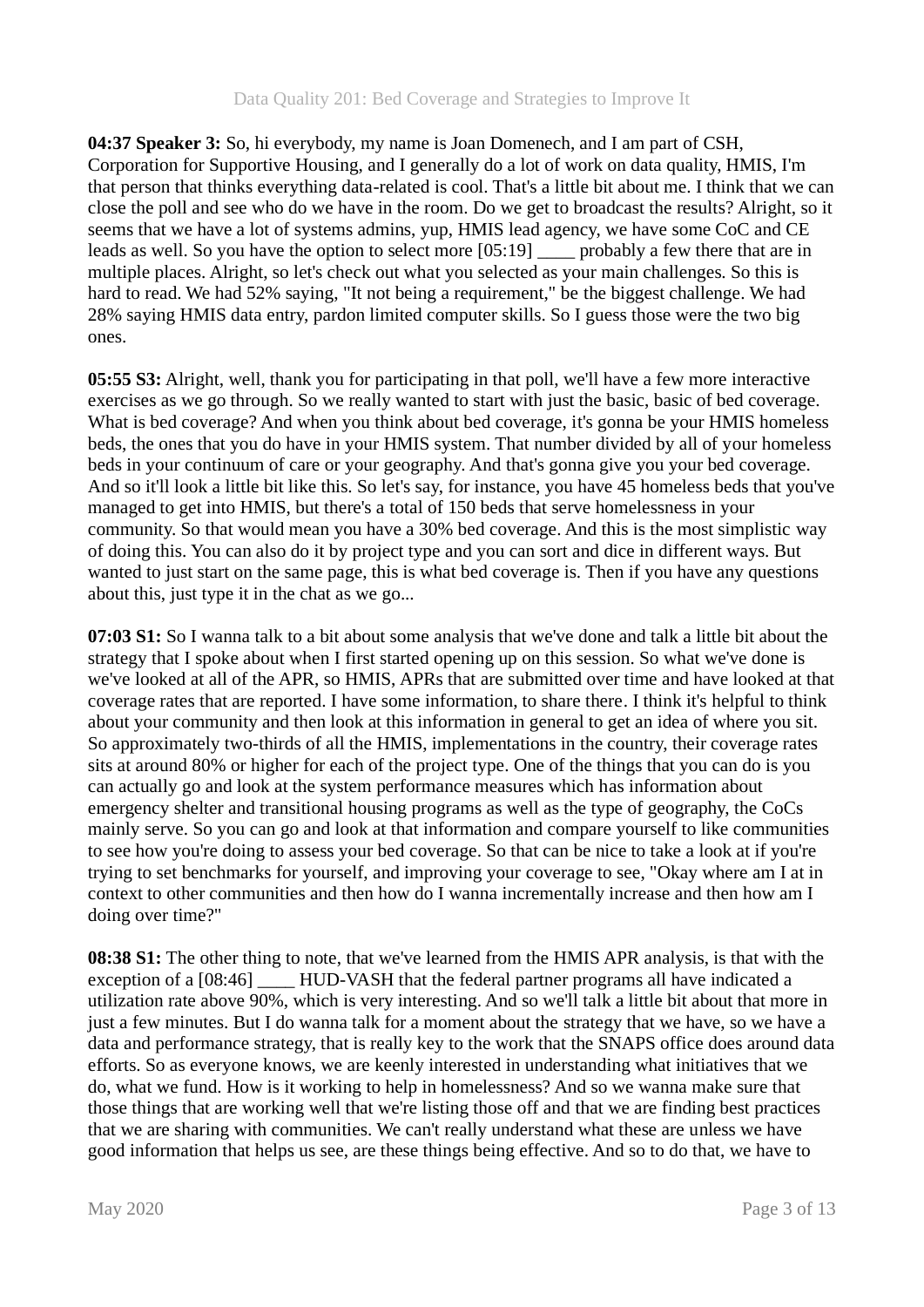**04:37 Speaker 3:** So, hi everybody, my name is Joan Domenech, and I am part of CSH, Corporation for Supportive Housing, and I generally do a lot of work on data quality, HMIS, I'm that person that thinks everything data-related is cool. That's a little bit about me. I think that we can close the poll and see who do we have in the room. Do we get to broadcast the results? Alright, so it seems that we have a lot of systems admins, yup, HMIS lead agency, we have some CoC and CE leads as well. So you have the option to select more [05:19] ____ probably a few there that are in multiple places. Alright, so let's check out what you selected as your main challenges. So this is hard to read. We had 52% saying, "It not being a requirement," be the biggest challenge. We had 28% saying HMIS data entry, pardon limited computer skills. So I guess those were the two big ones.

**05:55 S3:** Alright, well, thank you for participating in that poll, we'll have a few more interactive exercises as we go through. So we really wanted to start with just the basic, basic of bed coverage. What is bed coverage? And when you think about bed coverage, it's gonna be your HMIS homeless beds, the ones that you do have in your HMIS system. That number divided by all of your homeless beds in your continuum of care or your geography. And that's gonna give you your bed coverage. And so it'll look a little bit like this. So let's say, for instance, you have 45 homeless beds that you've managed to get into HMIS, but there's a total of 150 beds that serve homelessness in your community. So that would mean you have a 30% bed coverage. And this is the most simplistic way of doing this. You can also do it by project type and you can sort and dice in different ways. But wanted to just start on the same page, this is what bed coverage is. Then if you have any questions about this, just type it in the chat as we go...

**07:03 S1:** So I wanna talk to a bit about some analysis that we've done and talk a little bit about the strategy that I spoke about when I first started opening up on this session. So what we've done is we've looked at all of the APR, so HMIS, APRs that are submitted over time and have looked at that coverage rates that are reported. I have some information, to share there. I think it's helpful to think about your community and then look at this information in general to get an idea of where you sit. So approximately two-thirds of all the HMIS, implementations in the country, their coverage rates sits at around 80% or higher for each of the project type. One of the things that you can do is you can actually go and look at the system performance measures which has information about emergency shelter and transitional housing programs as well as the type of geography, the CoCs mainly serve. So you can go and look at that information and compare yourself to like communities to see how you're doing to assess your bed coverage. So that can be nice to take a look at if you're trying to set benchmarks for yourself, and improving your coverage to see, "Okay where am I at in context to other communities and then how do I wanna incrementally increase and then how am I doing over time?"

**08:38 S1:** The other thing to note, that we've learned from the HMIS APR analysis, is that with the exception of a [08:46] ____ HUD-VASH that the federal partner programs all have indicated a utilization rate above 90%, which is very interesting. And so we'll talk a little bit about that more in just a few minutes. But I do wanna talk for a moment about the strategy that we have, so we have a data and performance strategy, that is really key to the work that the SNAPS office does around data efforts. So as everyone knows, we are keenly interested in understanding what initiatives that we do, what we fund. How is it working to help in homelessness? And so we wanna make sure that those things that are working well that we're listing those off and that we are finding best practices that we are sharing with communities. We can't really understand what these are unless we have good information that helps us see, are these things being effective. And so to do that, we have to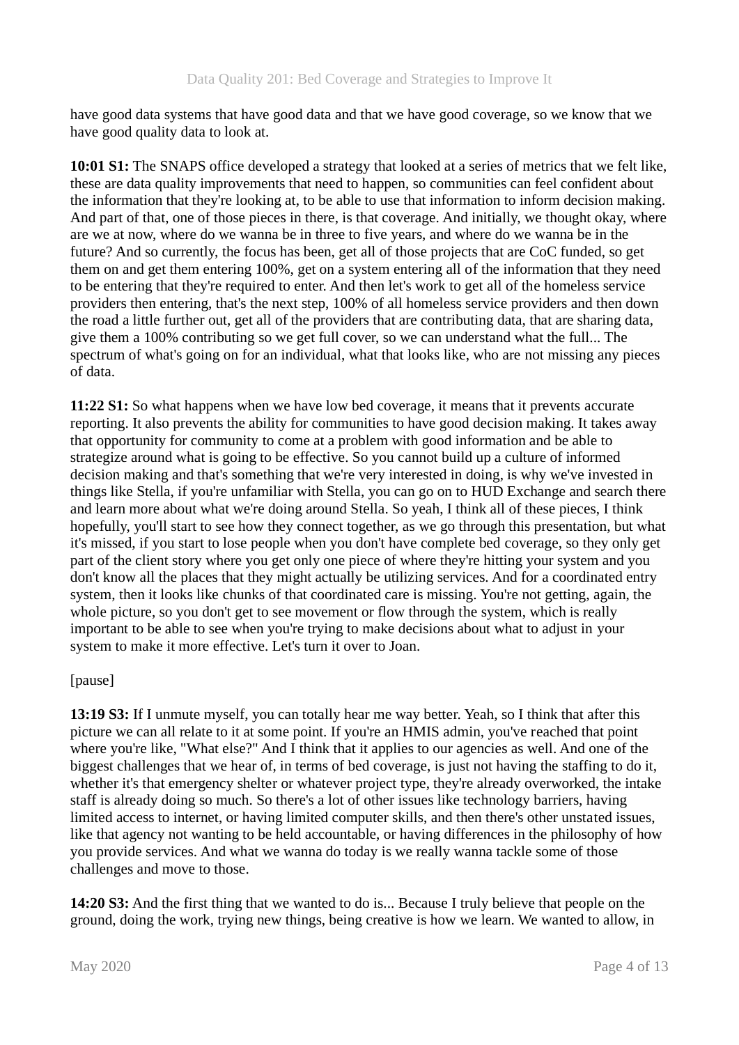have good data systems that have good data and that we have good coverage, so we know that we have good quality data to look at.

**10:01 S1:** The SNAPS office developed a strategy that looked at a series of metrics that we felt like, these are data quality improvements that need to happen, so communities can feel confident about the information that they're looking at, to be able to use that information to inform decision making. And part of that, one of those pieces in there, is that coverage. And initially, we thought okay, where are we at now, where do we wanna be in three to five years, and where do we wanna be in the future? And so currently, the focus has been, get all of those projects that are CoC funded, so get them on and get them entering 100%, get on a system entering all of the information that they need to be entering that they're required to enter. And then let's work to get all of the homeless service providers then entering, that's the next step, 100% of all homeless service providers and then down the road a little further out, get all of the providers that are contributing data, that are sharing data, give them a 100% contributing so we get full cover, so we can understand what the full... The spectrum of what's going on for an individual, what that looks like, who are not missing any pieces of data.

**11:22 S1:** So what happens when we have low bed coverage, it means that it prevents accurate reporting. It also prevents the ability for communities to have good decision making. It takes away that opportunity for community to come at a problem with good information and be able to strategize around what is going to be effective. So you cannot build up a culture of informed decision making and that's something that we're very interested in doing, is why we've invested in things like Stella, if you're unfamiliar with Stella, you can go on to HUD Exchange and search there and learn more about what we're doing around Stella. So yeah, I think all of these pieces, I think hopefully, you'll start to see how they connect together, as we go through this presentation, but what it's missed, if you start to lose people when you don't have complete bed coverage, so they only get part of the client story where you get only one piece of where they're hitting your system and you don't know all the places that they might actually be utilizing services. And for a coordinated entry system, then it looks like chunks of that coordinated care is missing. You're not getting, again, the whole picture, so you don't get to see movement or flow through the system, which is really important to be able to see when you're trying to make decisions about what to adjust in your system to make it more effective. Let's turn it over to Joan.

[pause]

**13:19 S3:** If I unmute myself, you can totally hear me way better. Yeah, so I think that after this picture we can all relate to it at some point. If you're an HMIS admin, you've reached that point where you're like, "What else?" And I think that it applies to our agencies as well. And one of the biggest challenges that we hear of, in terms of bed coverage, is just not having the staffing to do it, whether it's that emergency shelter or whatever project type, they're already overworked, the intake staff is already doing so much. So there's a lot of other issues like technology barriers, having limited access to internet, or having limited computer skills, and then there's other unstated issues, like that agency not wanting to be held accountable, or having differences in the philosophy of how you provide services. And what we wanna do today is we really wanna tackle some of those challenges and move to those.

**14:20 S3:** And the first thing that we wanted to do is... Because I truly believe that people on the ground, doing the work, trying new things, being creative is how we learn. We wanted to allow, in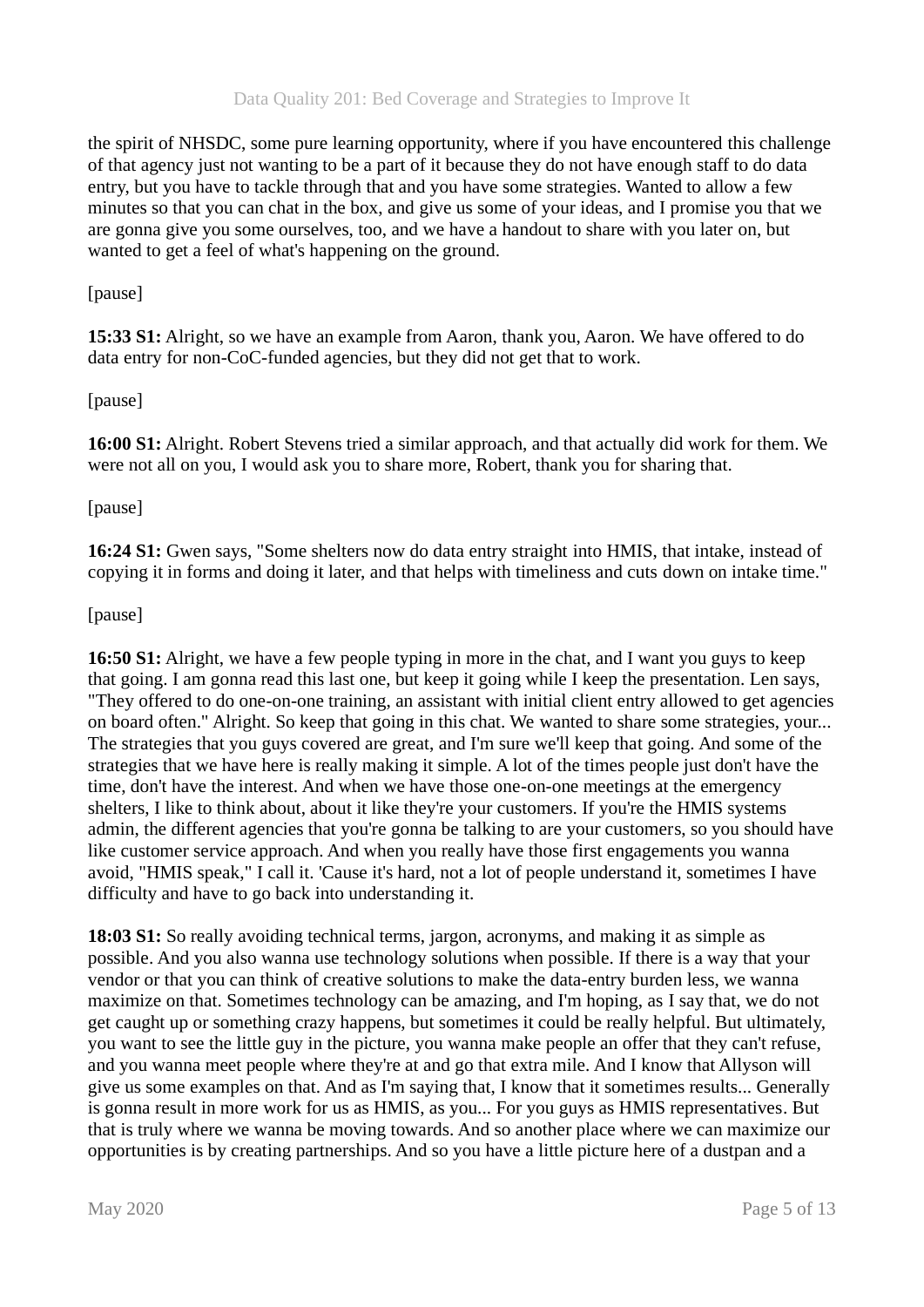the spirit of NHSDC, some pure learning opportunity, where if you have encountered this challenge of that agency just not wanting to be a part of it because they do not have enough staff to do data entry, but you have to tackle through that and you have some strategies. Wanted to allow a few minutes so that you can chat in the box, and give us some of your ideas, and I promise you that we are gonna give you some ourselves, too, and we have a handout to share with you later on, but wanted to get a feel of what's happening on the ground.

[pause]

**15:33 S1:** Alright, so we have an example from Aaron, thank you, Aaron. We have offered to do data entry for non-CoC-funded agencies, but they did not get that to work.

[pause]

**16:00 S1:** Alright. Robert Stevens tried a similar approach, and that actually did work for them. We were not all on you, I would ask you to share more, Robert, thank you for sharing that.

[pause]

**16:24 S1:** Gwen says, "Some shelters now do data entry straight into HMIS, that intake, instead of copying it in forms and doing it later, and that helps with timeliness and cuts down on intake time."

[pause]

**16:50 S1:** Alright, we have a few people typing in more in the chat, and I want you guys to keep that going. I am gonna read this last one, but keep it going while I keep the presentation. Len says, "They offered to do one-on-one training, an assistant with initial client entry allowed to get agencies on board often." Alright. So keep that going in this chat. We wanted to share some strategies, your... The strategies that you guys covered are great, and I'm sure we'll keep that going. And some of the strategies that we have here is really making it simple. A lot of the times people just don't have the time, don't have the interest. And when we have those one-on-one meetings at the emergency shelters, I like to think about, about it like they're your customers. If you're the HMIS systems admin, the different agencies that you're gonna be talking to are your customers, so you should have like customer service approach. And when you really have those first engagements you wanna avoid, "HMIS speak," I call it. 'Cause it's hard, not a lot of people understand it, sometimes I have difficulty and have to go back into understanding it.

**18:03 S1:** So really avoiding technical terms, jargon, acronyms, and making it as simple as possible. And you also wanna use technology solutions when possible. If there is a way that your vendor or that you can think of creative solutions to make the data-entry burden less, we wanna maximize on that. Sometimes technology can be amazing, and I'm hoping, as I say that, we do not get caught up or something crazy happens, but sometimes it could be really helpful. But ultimately, you want to see the little guy in the picture, you wanna make people an offer that they can't refuse, and you wanna meet people where they're at and go that extra mile. And I know that Allyson will give us some examples on that. And as I'm saying that, I know that it sometimes results... Generally is gonna result in more work for us as HMIS, as you... For you guys as HMIS representatives. But that is truly where we wanna be moving towards. And so another place where we can maximize our opportunities is by creating partnerships. And so you have a little picture here of a dustpan and a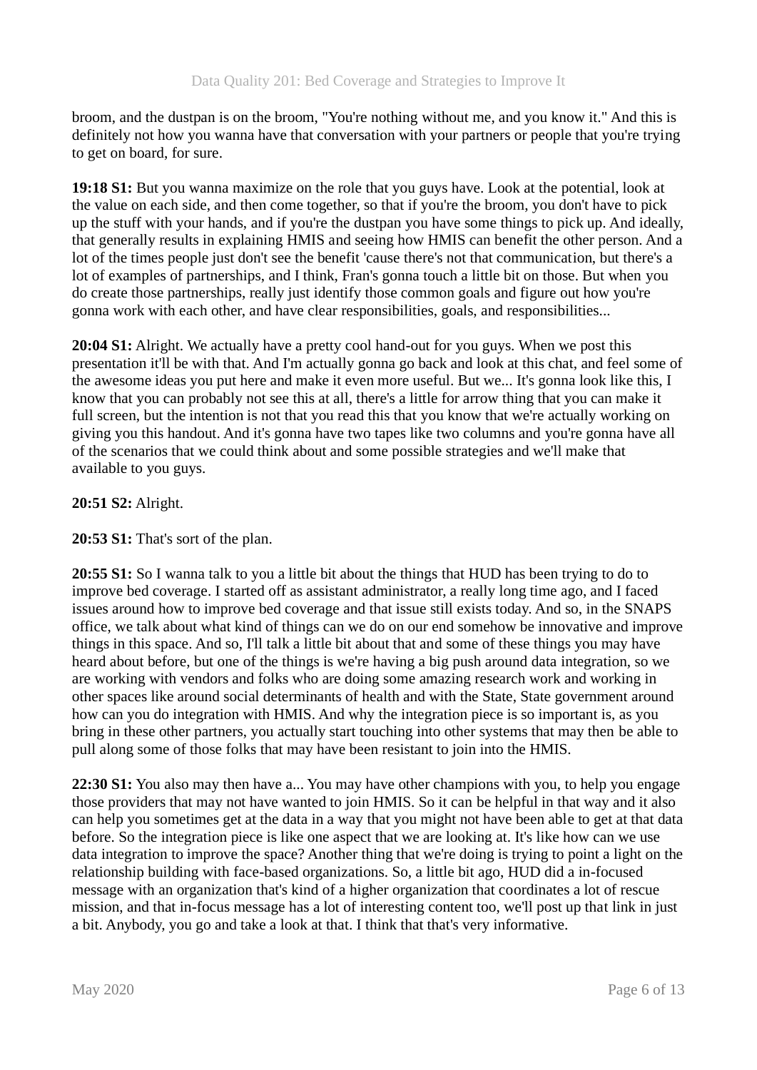broom, and the dustpan is on the broom, "You're nothing without me, and you know it." And this is definitely not how you wanna have that conversation with your partners or people that you're trying to get on board, for sure.

**19:18 S1:** But you wanna maximize on the role that you guys have. Look at the potential, look at the value on each side, and then come together, so that if you're the broom, you don't have to pick up the stuff with your hands, and if you're the dustpan you have some things to pick up. And ideally, that generally results in explaining HMIS and seeing how HMIS can benefit the other person. And a lot of the times people just don't see the benefit 'cause there's not that communication, but there's a lot of examples of partnerships, and I think, Fran's gonna touch a little bit on those. But when you do create those partnerships, really just identify those common goals and figure out how you're gonna work with each other, and have clear responsibilities, goals, and responsibilities...

**20:04 S1:** Alright. We actually have a pretty cool hand-out for you guys. When we post this presentation it'll be with that. And I'm actually gonna go back and look at this chat, and feel some of the awesome ideas you put here and make it even more useful. But we... It's gonna look like this, I know that you can probably not see this at all, there's a little for arrow thing that you can make it full screen, but the intention is not that you read this that you know that we're actually working on giving you this handout. And it's gonna have two tapes like two columns and you're gonna have all of the scenarios that we could think about and some possible strategies and we'll make that available to you guys.

**20:51 S2:** Alright.

**20:53 S1:** That's sort of the plan.

**20:55 S1:** So I wanna talk to you a little bit about the things that HUD has been trying to do to improve bed coverage. I started off as assistant administrator, a really long time ago, and I faced issues around how to improve bed coverage and that issue still exists today. And so, in the SNAPS office, we talk about what kind of things can we do on our end somehow be innovative and improve things in this space. And so, I'll talk a little bit about that and some of these things you may have heard about before, but one of the things is we're having a big push around data integration, so we are working with vendors and folks who are doing some amazing research work and working in other spaces like around social determinants of health and with the State, State government around how can you do integration with HMIS. And why the integration piece is so important is, as you bring in these other partners, you actually start touching into other systems that may then be able to pull along some of those folks that may have been resistant to join into the HMIS.

**22:30 S1:** You also may then have a... You may have other champions with you, to help you engage those providers that may not have wanted to join HMIS. So it can be helpful in that way and it also can help you sometimes get at the data in a way that you might not have been able to get at that data before. So the integration piece is like one aspect that we are looking at. It's like how can we use data integration to improve the space? Another thing that we're doing is trying to point a light on the relationship building with face-based organizations. So, a little bit ago, HUD did a in-focused message with an organization that's kind of a higher organization that coordinates a lot of rescue mission, and that in-focus message has a lot of interesting content too, we'll post up that link in just a bit. Anybody, you go and take a look at that. I think that that's very informative.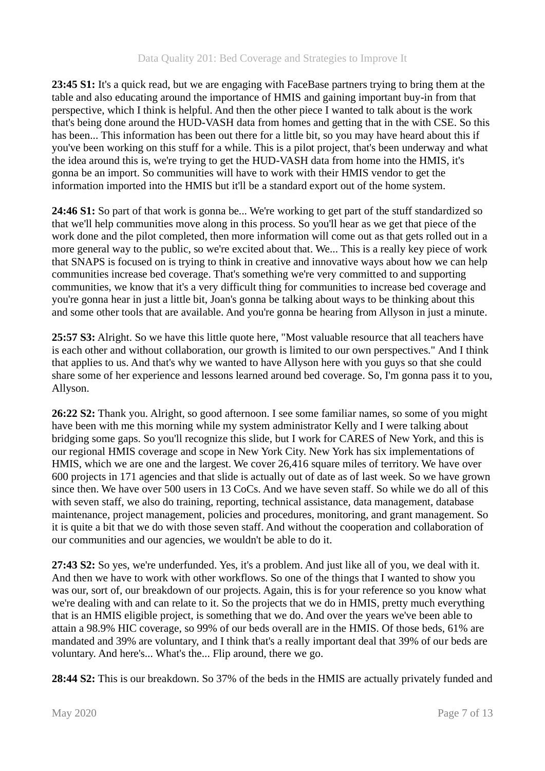**23:45 S1:** It's a quick read, but we are engaging with FaceBase partners trying to bring them at the table and also educating around the importance of HMIS and gaining important buy-in from that perspective, which I think is helpful. And then the other piece I wanted to talk about is the work that's being done around the HUD-VASH data from homes and getting that in the with CSE. So this has been... This information has been out there for a little bit, so you may have heard about this if you've been working on this stuff for a while. This is a pilot project, that's been underway and what the idea around this is, we're trying to get the HUD-VASH data from home into the HMIS, it's gonna be an import. So communities will have to work with their HMIS vendor to get the information imported into the HMIS but it'll be a standard export out of the home system.

**24:46 S1:** So part of that work is gonna be... We're working to get part of the stuff standardized so that we'll help communities move along in this process. So you'll hear as we get that piece of the work done and the pilot completed, then more information will come out as that gets rolled out in a more general way to the public, so we're excited about that. We... This is a really key piece of work that SNAPS is focused on is trying to think in creative and innovative ways about how we can help communities increase bed coverage. That's something we're very committed to and supporting communities, we know that it's a very difficult thing for communities to increase bed coverage and you're gonna hear in just a little bit, Joan's gonna be talking about ways to be thinking about this and some other tools that are available. And you're gonna be hearing from Allyson in just a minute.

**25:57 S3:** Alright. So we have this little quote here, "Most valuable resource that all teachers have is each other and without collaboration, our growth is limited to our own perspectives." And I think that applies to us. And that's why we wanted to have Allyson here with you guys so that she could share some of her experience and lessons learned around bed coverage. So, I'm gonna pass it to you, Allyson.

**26:22 S2:** Thank you. Alright, so good afternoon. I see some familiar names, so some of you might have been with me this morning while my system administrator Kelly and I were talking about bridging some gaps. So you'll recognize this slide, but I work for CARES of New York, and this is our regional HMIS coverage and scope in New York City. New York has six implementations of HMIS, which we are one and the largest. We cover 26,416 square miles of territory. We have over 600 projects in 171 agencies and that slide is actually out of date as of last week. So we have grown since then. We have over 500 users in 13 CoCs. And we have seven staff. So while we do all of this with seven staff, we also do training, reporting, technical assistance, data management, database maintenance, project management, policies and procedures, monitoring, and grant management. So it is quite a bit that we do with those seven staff. And without the cooperation and collaboration of our communities and our agencies, we wouldn't be able to do it.

**27:43 S2:** So yes, we're underfunded. Yes, it's a problem. And just like all of you, we deal with it. And then we have to work with other workflows. So one of the things that I wanted to show you was our, sort of, our breakdown of our projects. Again, this is for your reference so you know what we're dealing with and can relate to it. So the projects that we do in HMIS, pretty much everything that is an HMIS eligible project, is something that we do. And over the years we've been able to attain a 98.9% HIC coverage, so 99% of our beds overall are in the HMIS. Of those beds, 61% are mandated and 39% are voluntary, and I think that's a really important deal that 39% of our beds are voluntary. And here's... What's the... Flip around, there we go.

**28:44 S2:** This is our breakdown. So 37% of the beds in the HMIS are actually privately funded and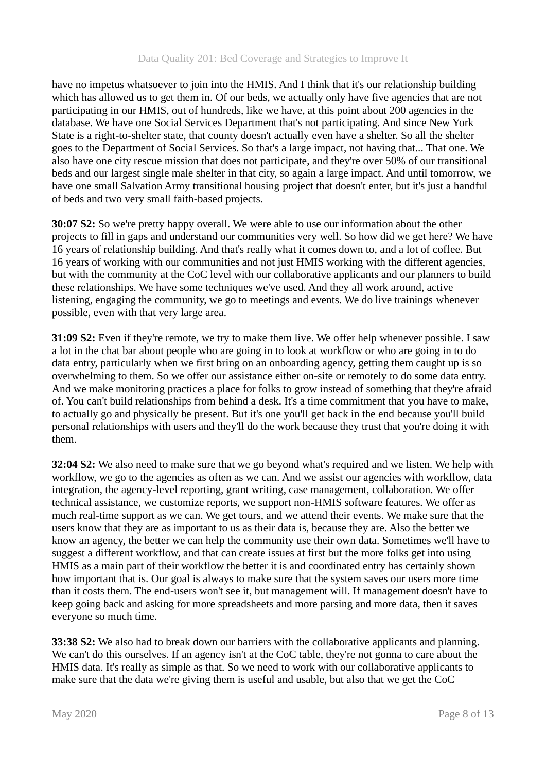have no impetus whatsoever to join into the HMIS. And I think that it's our relationship building which has allowed us to get them in. Of our beds, we actually only have five agencies that are not participating in our HMIS, out of hundreds, like we have, at this point about 200 agencies in the database. We have one Social Services Department that's not participating. And since New York State is a right-to-shelter state, that county doesn't actually even have a shelter. So all the shelter goes to the Department of Social Services. So that's a large impact, not having that... That one. We also have one city rescue mission that does not participate, and they're over 50% of our transitional beds and our largest single male shelter in that city, so again a large impact. And until tomorrow, we have one small Salvation Army transitional housing project that doesn't enter, but it's just a handful of beds and two very small faith-based projects.

**30:07 S2:** So we're pretty happy overall. We were able to use our information about the other projects to fill in gaps and understand our communities very well. So how did we get here? We have 16 years of relationship building. And that's really what it comes down to, and a lot of coffee. But 16 years of working with our communities and not just HMIS working with the different agencies, but with the community at the CoC level with our collaborative applicants and our planners to build these relationships. We have some techniques we've used. And they all work around, active listening, engaging the community, we go to meetings and events. We do live trainings whenever possible, even with that very large area.

**31:09 S2:** Even if they're remote, we try to make them live. We offer help whenever possible. I saw a lot in the chat bar about people who are going in to look at workflow or who are going in to do data entry, particularly when we first bring on an onboarding agency, getting them caught up is so overwhelming to them. So we offer our assistance either on-site or remotely to do some data entry. And we make monitoring practices a place for folks to grow instead of something that they're afraid of. You can't build relationships from behind a desk. It's a time commitment that you have to make, to actually go and physically be present. But it's one you'll get back in the end because you'll build personal relationships with users and they'll do the work because they trust that you're doing it with them.

**32:04 S2:** We also need to make sure that we go beyond what's required and we listen. We help with workflow, we go to the agencies as often as we can. And we assist our agencies with workflow, data integration, the agency-level reporting, grant writing, case management, collaboration. We offer technical assistance, we customize reports, we support non-HMIS software features. We offer as much real-time support as we can. We get tours, and we attend their events. We make sure that the users know that they are as important to us as their data is, because they are. Also the better we know an agency, the better we can help the community use their own data. Sometimes we'll have to suggest a different workflow, and that can create issues at first but the more folks get into using HMIS as a main part of their workflow the better it is and coordinated entry has certainly shown how important that is. Our goal is always to make sure that the system saves our users more time than it costs them. The end-users won't see it, but management will. If management doesn't have to keep going back and asking for more spreadsheets and more parsing and more data, then it saves everyone so much time.

**33:38 S2:** We also had to break down our barriers with the collaborative applicants and planning. We can't do this ourselves. If an agency isn't at the CoC table, they're not gonna to care about the HMIS data. It's really as simple as that. So we need to work with our collaborative applicants to make sure that the data we're giving them is useful and usable, but also that we get the CoC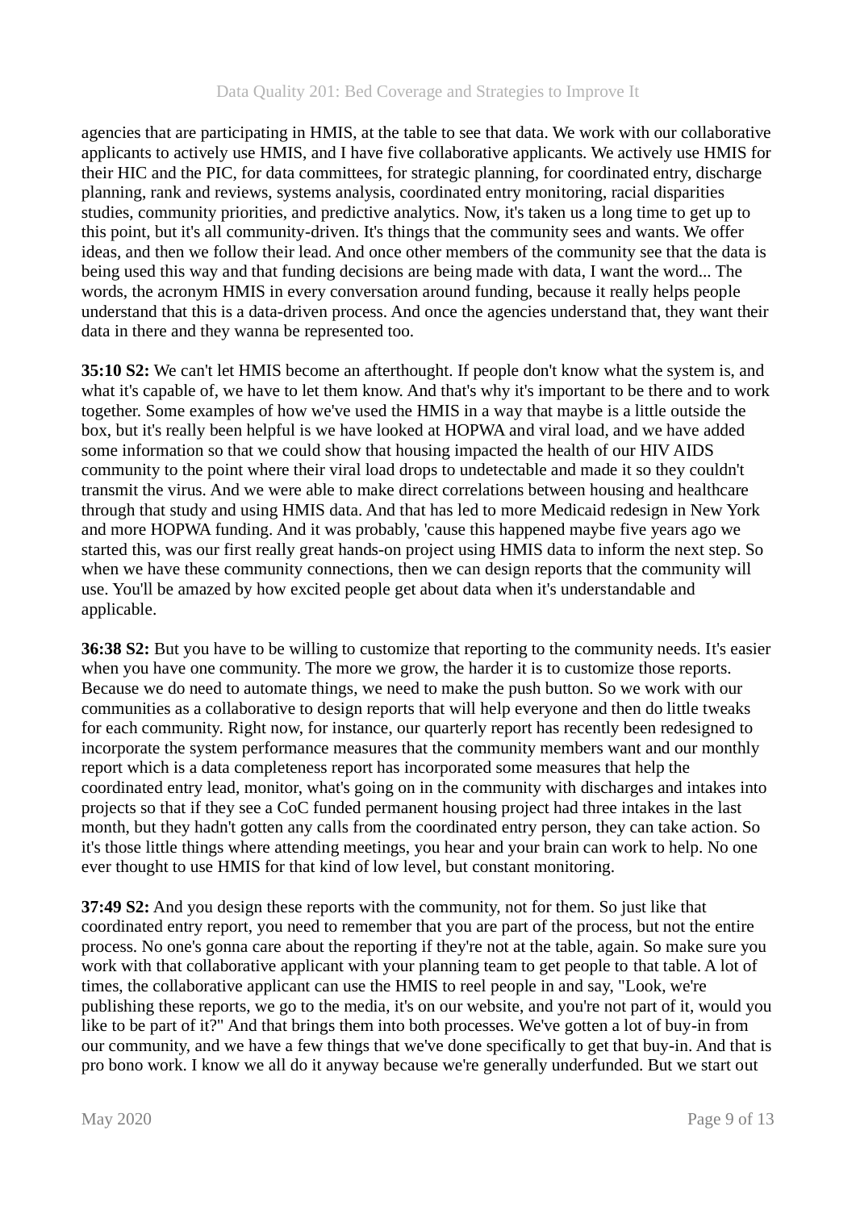agencies that are participating in HMIS, at the table to see that data. We work with our collaborative applicants to actively use HMIS, and I have five collaborative applicants. We actively use HMIS for their HIC and the PIC, for data committees, for strategic planning, for coordinated entry, discharge planning, rank and reviews, systems analysis, coordinated entry monitoring, racial disparities studies, community priorities, and predictive analytics. Now, it's taken us a long time to get up to this point, but it's all community-driven. It's things that the community sees and wants. We offer ideas, and then we follow their lead. And once other members of the community see that the data is being used this way and that funding decisions are being made with data, I want the word... The words, the acronym HMIS in every conversation around funding, because it really helps people understand that this is a data-driven process. And once the agencies understand that, they want their data in there and they wanna be represented too.

**35:10 S2:** We can't let HMIS become an afterthought. If people don't know what the system is, and what it's capable of, we have to let them know. And that's why it's important to be there and to work together. Some examples of how we've used the HMIS in a way that maybe is a little outside the box, but it's really been helpful is we have looked at HOPWA and viral load, and we have added some information so that we could show that housing impacted the health of our HIV AIDS community to the point where their viral load drops to undetectable and made it so they couldn't transmit the virus. And we were able to make direct correlations between housing and healthcare through that study and using HMIS data. And that has led to more Medicaid redesign in New York and more HOPWA funding. And it was probably, 'cause this happened maybe five years ago we started this, was our first really great hands-on project using HMIS data to inform the next step. So when we have these community connections, then we can design reports that the community will use. You'll be amazed by how excited people get about data when it's understandable and applicable.

**36:38 S2:** But you have to be willing to customize that reporting to the community needs. It's easier when you have one community. The more we grow, the harder it is to customize those reports. Because we do need to automate things, we need to make the push button. So we work with our communities as a collaborative to design reports that will help everyone and then do little tweaks for each community. Right now, for instance, our quarterly report has recently been redesigned to incorporate the system performance measures that the community members want and our monthly report which is a data completeness report has incorporated some measures that help the coordinated entry lead, monitor, what's going on in the community with discharges and intakes into projects so that if they see a CoC funded permanent housing project had three intakes in the last month, but they hadn't gotten any calls from the coordinated entry person, they can take action. So it's those little things where attending meetings, you hear and your brain can work to help. No one ever thought to use HMIS for that kind of low level, but constant monitoring.

**37:49 S2:** And you design these reports with the community, not for them. So just like that coordinated entry report, you need to remember that you are part of the process, but not the entire process. No one's gonna care about the reporting if they're not at the table, again. So make sure you work with that collaborative applicant with your planning team to get people to that table. A lot of times, the collaborative applicant can use the HMIS to reel people in and say, "Look, we're publishing these reports, we go to the media, it's on our website, and you're not part of it, would you like to be part of it?" And that brings them into both processes. We've gotten a lot of buy-in from our community, and we have a few things that we've done specifically to get that buy-in. And that is pro bono work. I know we all do it anyway because we're generally underfunded. But we start out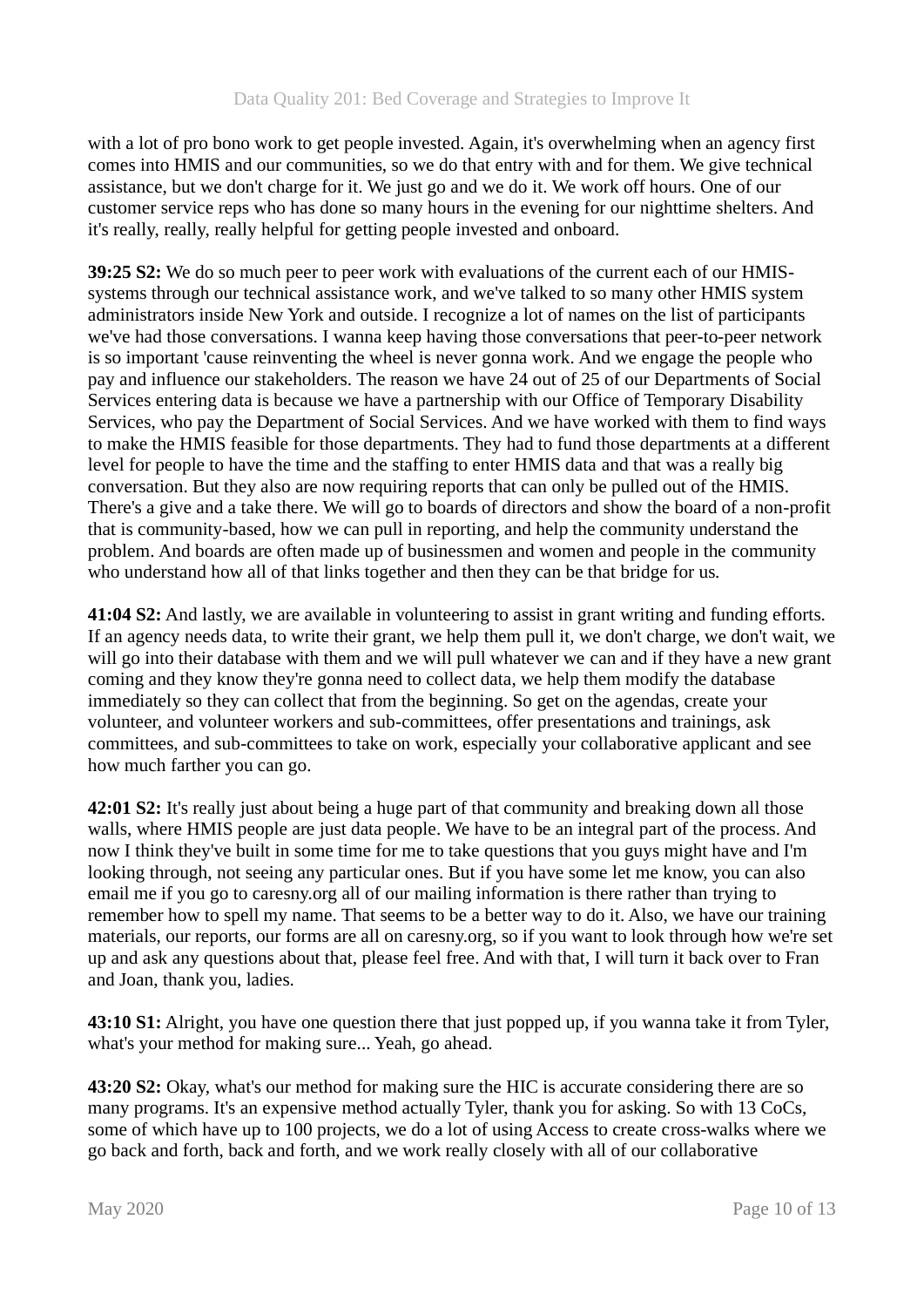with a lot of pro bono work to get people invested. Again, it's overwhelming when an agency first comes into HMIS and our communities, so we do that entry with and for them. We give technical assistance, but we don't charge for it. We just go and we do it. We work off hours. One of our customer service reps who has done so many hours in the evening for our nighttime shelters. And it's really, really, really helpful for getting people invested and onboard.

**39:25 S2:** We do so much peer to peer work with evaluations of the current each of our HMIS-systems through our technical assistance work, and we've talked to so many other HMIS system administrators inside New York and outside. I recognize a lot of names on the list of participants we've had those conversations. I wanna keep having those conversations that peer-to-peer network is so important 'cause reinventing the wheel is never gonna work. And we engage the people who pay and influence our stakeholders. The reason we have 24 out of 25 of our Departments of Social Services entering data is because we have a partnership with our Office of Temporary Disability Services, who pay the Department of Social Services. And we have worked with them to find ways to make the HMIS feasible for those departments. They had to fund those departments at a different level for people to have the time and the staffing to enter HMIS data and that was a really big conversation. But they also are now requiring reports that can only be pulled out of the HMIS. There's a give and a take there. We will go to boards of directors and show the board of a non-profit that is community-based, how we can pull in reporting, and help the community understand the problem. And boards are often made up of businessmen and women and people in the community who understand how all of that links together and then they can be that bridge for us.

**41:04 S2:** And lastly, we are available in volunteering to assist in grant writing and funding efforts. If an agency needs data, to write their grant, we help them pull it, we don't charge, we don't wait, we will go into their database with them and we will pull whatever we can and if they have a new grant coming and they know they're gonna need to collect data, we help them modify the database immediately so they can collect that from the beginning. So get on the agendas, create your volunteer, and volunteer workers and sub-committees, offer presentations and trainings, ask committees, and sub-committees to take on work, especially your collaborative applicant and see how much farther you can go.

**42:01 S2:** It's really just about being a huge part of that community and breaking down all those walls, where HMIS people are just data people. We have to be an integral part of the process. And now I think they've built in some time for me to take questions that you guys might have and I'm looking through, not seeing any particular ones. But if you have some let me know, you can also email me if you go to caresny.org all of our mailing information is there rather than trying to remember how to spell my name. That seems to be a better way to do it. Also, we have our training materials, our reports, our forms are all on caresny.org, so if you want to look through how we're set up and ask any questions about that, please feel free. And with that, I will turn it back over to Fran and Joan, thank you, ladies.

**43:10 S1:** Alright, you have one question there that just popped up, if you wanna take it from Tyler, what's your method for making sure... Yeah, go ahead.

**43:20 S2:** Okay, what's our method for making sure the HIC is accurate considering there are so many programs. It's an expensive method actually Tyler, thank you for asking. So with 13 CoCs, some of which have up to 100 projects, we do a lot of using Access to create cross-walks where we go back and forth, back and forth, and we work really closely with all of our collaborative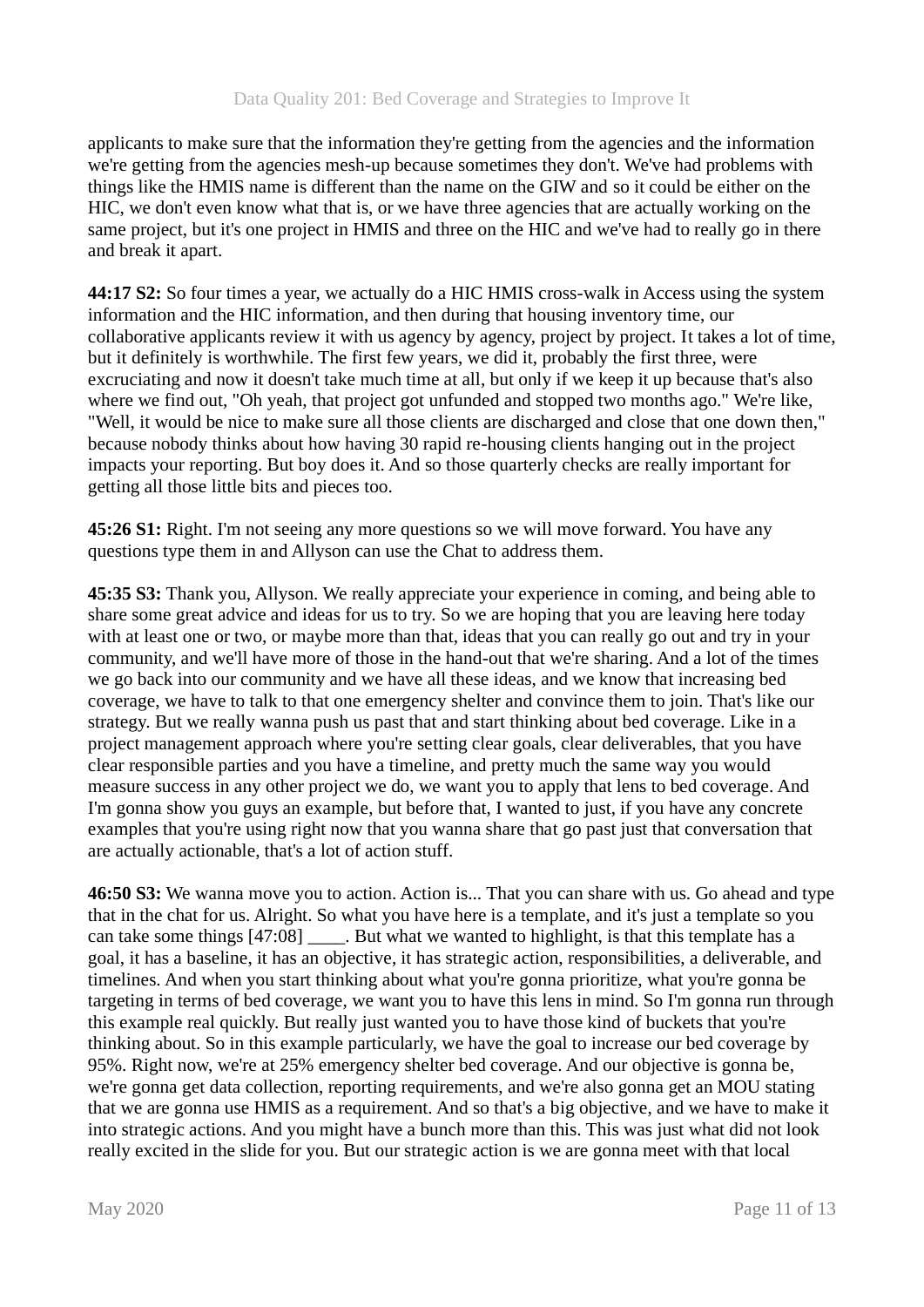applicants to make sure that the information they're getting from the agencies and the information we're getting from the agencies mesh-up because sometimes they don't. We've had problems with things like the HMIS name is different than the name on the GIW and so it could be either on the HIC, we don't even know what that is, or we have three agencies that are actually working on the same project, but it's one project in HMIS and three on the HIC and we've had to really go in there and break it apart.

**44:17 S2:** So four times a year, we actually do a HIC HMIS cross-walk in Access using the system information and the HIC information, and then during that housing inventory time, our collaborative applicants review it with us agency by agency, project by project. It takes a lot of time, but it definitely is worthwhile. The first few years, we did it, probably the first three, were excruciating and now it doesn't take much time at all, but only if we keep it up because that's also where we find out, "Oh yeah, that project got unfunded and stopped two months ago." We're like, "Well, it would be nice to make sure all those clients are discharged and close that one down then," because nobody thinks about how having 30 rapid re-housing clients hanging out in the project impacts your reporting. But boy does it. And so those quarterly checks are really important for getting all those little bits and pieces too.

**45:26 S1:** Right. I'm not seeing any more questions so we will move forward. You have any questions type them in and Allyson can use the Chat to address them.

**45:35 S3:** Thank you, Allyson. We really appreciate your experience in coming, and being able to share some great advice and ideas for us to try. So we are hoping that you are leaving here today with at least one or two, or maybe more than that, ideas that you can really go out and try in your community, and we'll have more of those in the hand-out that we're sharing. And a lot of the times we go back into our community and we have all these ideas, and we know that increasing bed coverage, we have to talk to that one emergency shelter and convince them to join. That's like our strategy. But we really wanna push us past that and start thinking about bed coverage. Like in a project management approach where you're setting clear goals, clear deliverables, that you have clear responsible parties and you have a timeline, and pretty much the same way you would measure success in any other project we do, we want you to apply that lens to bed coverage. And I'm gonna show you guys an example, but before that, I wanted to just, if you have any concrete examples that you're using right now that you wanna share that go past just that conversation that are actually actionable, that's a lot of action stuff.

**46:50 S3:** We wanna move you to action. Action is... That you can share with us. Go ahead and type that in the chat for us. Alright. So what you have here is a template, and it's just a template so you can take some things [47:08] ____. But what we wanted to highlight, is that this template has a goal, it has a baseline, it has an objective, it has strategic action, responsibilities, a deliverable, and timelines. And when you start thinking about what you're gonna prioritize, what you're gonna be targeting in terms of bed coverage, we want you to have this lens in mind. So I'm gonna run through this example real quickly. But really just wanted you to have those kind of buckets that you're thinking about. So in this example particularly, we have the goal to increase our bed coverage by 95%. Right now, we're at 25% emergency shelter bed coverage. And our objective is gonna be, we're gonna get data collection, reporting requirements, and we're also gonna get an MOU stating that we are gonna use HMIS as a requirement. And so that's a big objective, and we have to make it into strategic actions. And you might have a bunch more than this. This was just what did not look really excited in the slide for you. But our strategic action is we are gonna meet with that local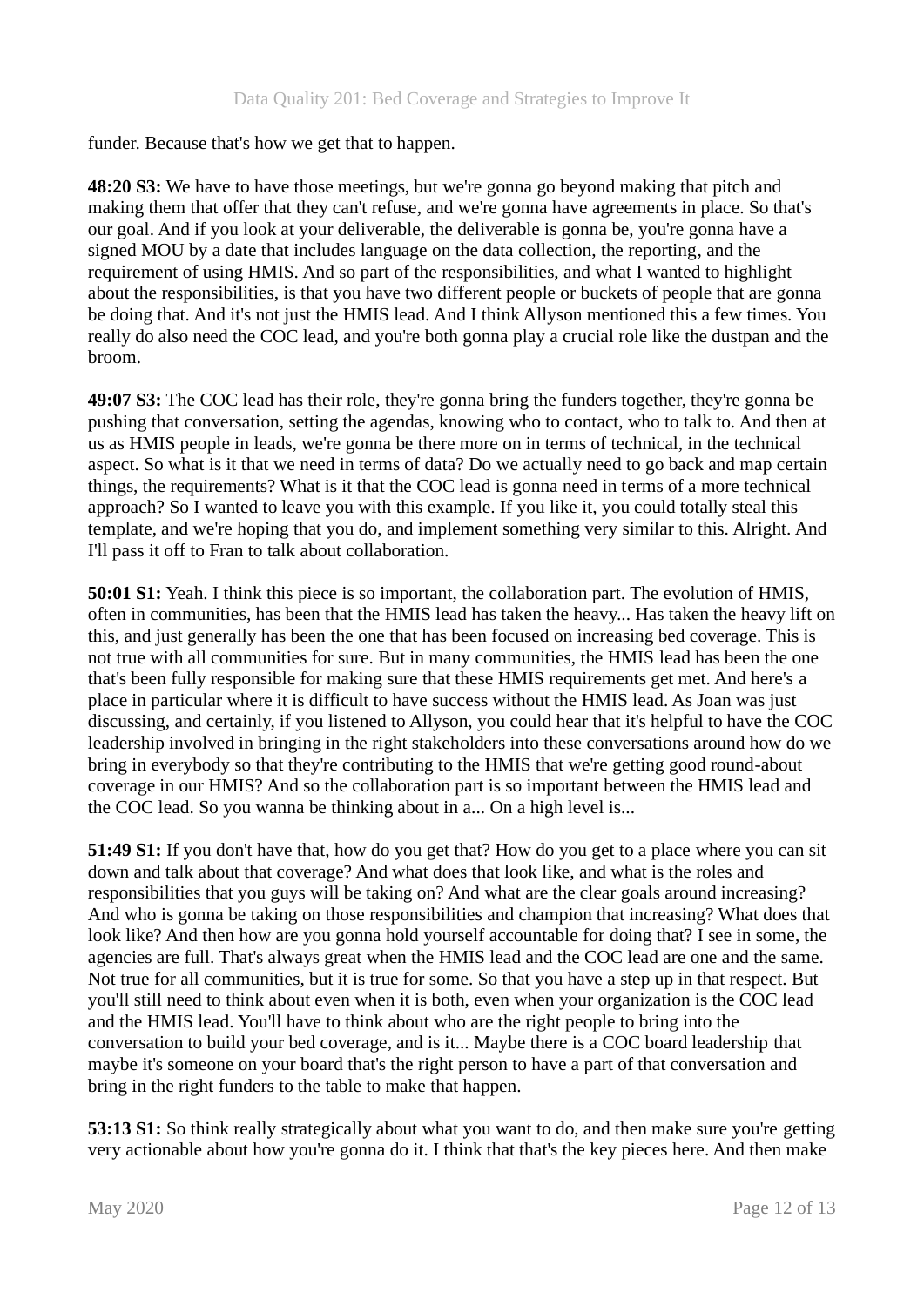funder. Because that's how we get that to happen.

**48:20 S3:** We have to have those meetings, but we're gonna go beyond making that pitch and making them that offer that they can't refuse, and we're gonna have agreements in place. So that's our goal. And if you look at your deliverable, the deliverable is gonna be, you're gonna have a signed MOU by a date that includes language on the data collection, the reporting, and the requirement of using HMIS. And so part of the responsibilities, and what I wanted to highlight about the responsibilities, is that you have two different people or buckets of people that are gonna be doing that. And it's not just the HMIS lead. And I think Allyson mentioned this a few times. You really do also need the COC lead, and you're both gonna play a crucial role like the dustpan and the broom.

**49:07 S3:** The COC lead has their role, they're gonna bring the funders together, they're gonna be pushing that conversation, setting the agendas, knowing who to contact, who to talk to. And then at us as HMIS people in leads, we're gonna be there more on in terms of technical, in the technical aspect. So what is it that we need in terms of data? Do we actually need to go back and map certain things, the requirements? What is it that the COC lead is gonna need in terms of a more technical approach? So I wanted to leave you with this example. If you like it, you could totally steal this template, and we're hoping that you do, and implement something very similar to this. Alright. And I'll pass it off to Fran to talk about collaboration.

**50:01 S1:** Yeah. I think this piece is so important, the collaboration part. The evolution of HMIS, often in communities, has been that the HMIS lead has taken the heavy... Has taken the heavy lift on this, and just generally has been the one that has been focused on increasing bed coverage. This is not true with all communities for sure. But in many communities, the HMIS lead has been the one that's been fully responsible for making sure that these HMIS requirements get met. And here's a place in particular where it is difficult to have success without the HMIS lead. As Joan was just discussing, and certainly, if you listened to Allyson, you could hear that it's helpful to have the COC leadership involved in bringing in the right stakeholders into these conversations around how do we bring in everybody so that they're contributing to the HMIS that we're getting good round-about coverage in our HMIS? And so the collaboration part is so important between the HMIS lead and the COC lead. So you wanna be thinking about in a... On a high level is...

**51:49 S1:** If you don't have that, how do you get that? How do you get to a place where you can sit down and talk about that coverage? And what does that look like, and what is the roles and responsibilities that you guys will be taking on? And what are the clear goals around increasing? And who is gonna be taking on those responsibilities and champion that increasing? What does that look like? And then how are you gonna hold yourself accountable for doing that? I see in some, the agencies are full. That's always great when the HMIS lead and the COC lead are one and the same. Not true for all communities, but it is true for some. So that you have a step up in that respect. But you'll still need to think about even when it is both, even when your organization is the COC lead and the HMIS lead. You'll have to think about who are the right people to bring into the conversation to build your bed coverage, and is it... Maybe there is a COC board leadership that maybe it's someone on your board that's the right person to have a part of that conversation and bring in the right funders to the table to make that happen.

**53:13 S1:** So think really strategically about what you want to do, and then make sure you're getting very actionable about how you're gonna do it. I think that that's the key pieces here. And then make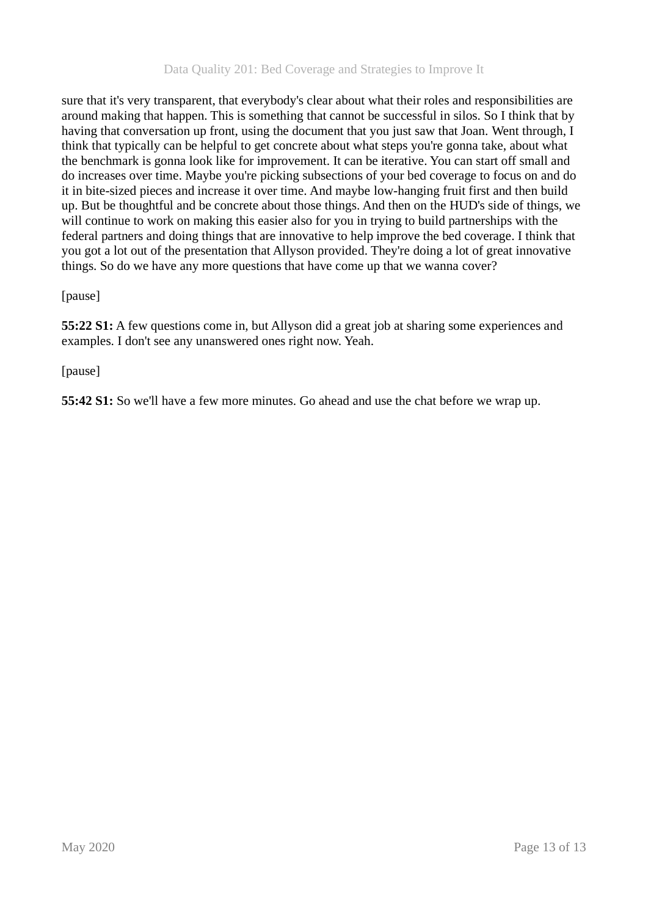sure that it's very transparent, that everybody's clear about what their roles and responsibilities are around making that happen. This is something that cannot be successful in silos. So I think that by having that conversation up front, using the document that you just saw that Joan. Went through, I think that typically can be helpful to get concrete about what steps you're gonna take, about what the benchmark is gonna look like for improvement. It can be iterative. You can start off small and do increases over time. Maybe you're picking subsections of your bed coverage to focus on and do it in bite-sized pieces and increase it over time. And maybe low-hanging fruit first and then build up. But be thoughtful and be concrete about those things. And then on the HUD's side of things, we will continue to work on making this easier also for you in trying to build partnerships with the federal partners and doing things that are innovative to help improve the bed coverage. I think that you got a lot out of the presentation that Allyson provided. They're doing a lot of great innovative things. So do we have any more questions that have come up that we wanna cover?

[pause]

**55:22 S1:** A few questions come in, but Allyson did a great job at sharing some experiences and examples. I don't see any unanswered ones right now. Yeah.

[pause]

**55:42 S1:** So we'll have a few more minutes. Go ahead and use the chat before we wrap up.